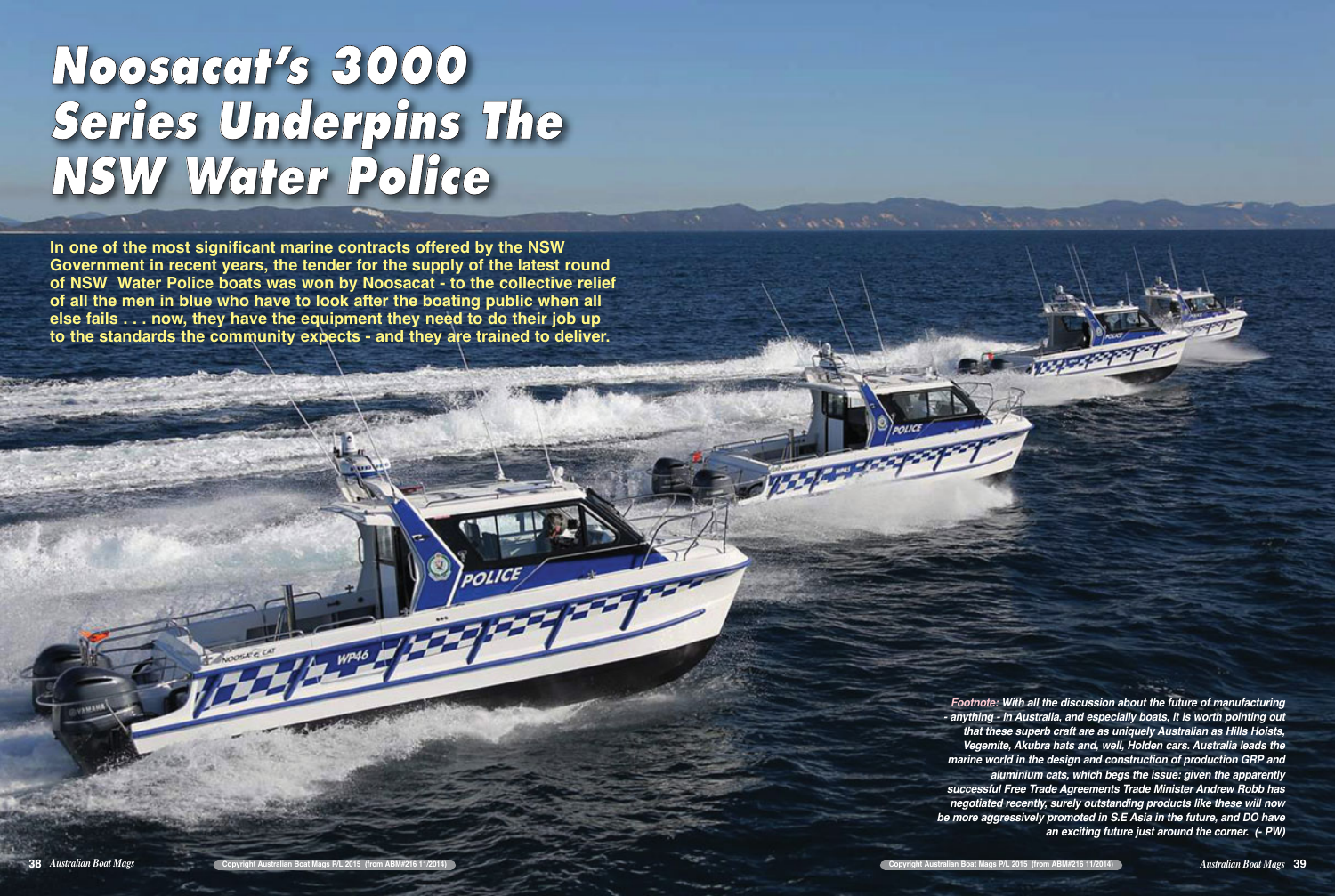# Noosacat's 3000 Series Underpins The NSW Water Police

**In one of the most significant marine contracts offered by the NSW Government in recent years, the tender for the supply of the latest round of NSW Water Police boats was won by Noosacat - to the collective relief of all the men in blue who have to look after the boating public when all else fails . . . now, they have the equipment they need to do their job up to the standards the community expects - and they are trained to deliver.**

*Footnote: With all the discussion about the future of manufacturing - anything - in Australia, and especially boats, it is worth pointing out that these superb craft are as uniquely Australian as Hills Hoists, Vegemite, Akubra hats and, well, Holden cars. Australia leads the marine world in the design and construction of production GRP and aluminium cats, which begs the issue: given the apparently successful Free Trade Agreements Trade Minister Andrew Robb has negotiated recently, surely outstanding products like these will now be more aggressively promoted in S.E Asia in the future, and DO have an exciting future just around the corner. (- PW)*

Copyright Australian Boat Mags P/L 2015 (from ABM#216 11/2014)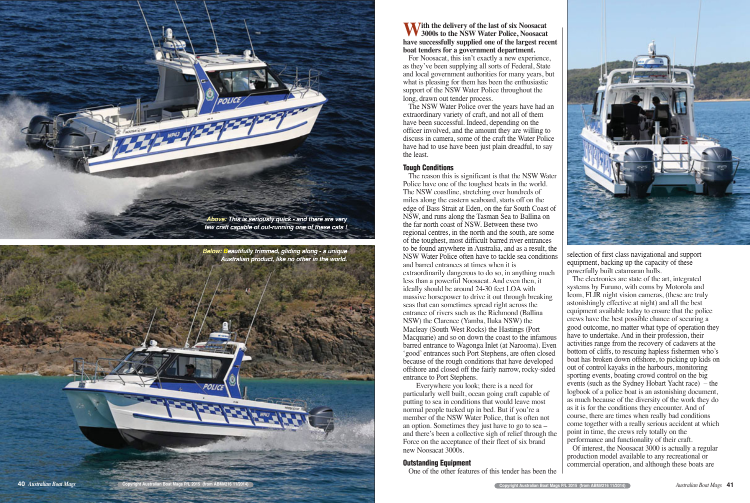*Above: This is seriously quick - and there are very few craft capable of out-running one of these cats !*

*Below: Beautifully trimmed, gliding along - a unique Australian product, like no other in the world.*

**With the delivery of the last of six Noosacat 3000s to the NSW Water Police, Noosacat have successfully supplied one of the largest recent boat tenders for a government department.**

For Noosacat, this isn't exactly a new experience, as they've been supplying all sorts of Federal, State and local government authorities for many years, but what is pleasing for them has been the enthusiastic support of the NSW Water Police throughout the long, drawn out tender process.

The NSW Water Police over the years have had an extraordinary variety of craft, and not all of them have been successful. Indeed, depending on the officer involved, and the amount they are willing to discuss in camera, some of the craft the Water Police have had to use have been just plain dreadful, to say the least.

## Tough Conditions

The reason this is significant is that the NSW Water Police have one of the toughest beats in the world. The NSW coastline, stretching over hundreds of miles along the eastern seaboard, starts off on the edge of Bass Strait at Eden, on the far South Coast of NSW, and runs along the Tasman Sea to Ballina on the far north coast of NSW. Between these two regional centres, in the north and the south, are some of the toughest, most difficult barred river entrances to be found anywhere in Australia, and as a result, the NSW Water Police often have to tackle sea conditions and barred entrances at times when it is extraordinarily dangerous to do so, in anything much less than a powerful Noosacat. And even then, it ideally should be around 24-30 feet LOA with massive horsepower to drive it out through breaking seas that can sometimes spread right across the entrance of rivers such as the Richmond (Ballina NSW) the Clarence (Yamba, Iluka NSW) the Macleay (South West Rocks) the Hastings (Port Macquarie) and so on down the coast to the infamous barred entrance to Wagonga Inlet (at Narooma). Even 'good' entrances such Port Stephens, are often closed because of the rough conditions that have developed offshore and closed off the fairly narrow, rocky-sided entrance to Port Stephens.

Everywhere you look; there is a need for particularly well built, ocean going craft capable of putting to sea in conditions that would leave most normal people tucked up in bed. But if you're a member of the NSW Water Police, that is often not an option. Sometimes they just have to go to sea – and there's been a collective sigh of relief through the Force on the acceptance of their fleet of six brand new Noosacat 3000s.

## Outstanding Equipment

One of the other features of this tender has been the selection of first class navigational and support equipment, backing up the capacity of these powerfully built catamaran hulls.

The electronics are state of the art, integrated systems by Furuno, with coms by Motorola and Icom, FLIR night vision cameras, (these are truly astonishingly effective at night) and all the best equipment available today to ensure that the police crews have the best possible chance of securing a good outcome, no matter what type of operation they have to undertake. And in their profession, their activities range from the recovery of cadavers at the bottom of cliffs, to rescuing hapless fishermen who's boat has broken down offshore, to picking up kids on out of control kayaks in the harbours, monitoring sporting events, boating crowd control on the big events (such as the Sydney Hobart Yacht race) – the logbook of a police boat is an astonishing document, as much because of the diversity of the work they do as it is for the conditions they encounter. And of course, there are times when really bad conditions come together with a really serious accident at which point in time, the crews rely totally on the performance and functionality of their craft.

Of interest, the Noosacat 3000 is actually a regular production model available to any recreational or commercial operation, and although these boats are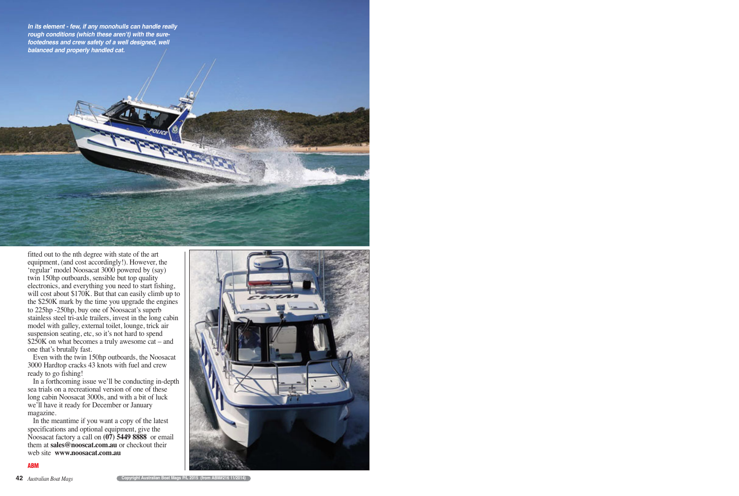*In its element - few, if any monohulls can handle really rough conditions (which these aren't) with the sure-footedness and crew safety of a well designed, well balanced and properly handled cat.*

fitted out to the nth degree with state of the art equipment, (and cost accordingly!). However, the 'regular' model Noosacat 3000 powered by (say) twin 150hp outboards, sensible but top quality electronics, and everything you need to start fishing, will cost about $170K. But that can easily climb up to the $250K mark by the time you upgrade the engines to 225hp -250hp, buy one of Noosacat's superb stainless steel tri-axle trailers, invest in the long cabin model with galley, external toilet, lounge, trick air suspension seating, etc, so it's not hard to spend $250K on what becomes a truly awesome cat – and one that's brutally fast.

Even with the twin 150hp outboards, the Noosacat 3000 Hardtop cracks 43 knots with fuel and crew ready to go fishing!

In a forthcoming issue we'll be conducting in-depth sea trials on a recreational version of one of these long cabin Noosacat 3000s, and with a bit of luck we'll have it ready for December or January magazine.

In the meantime if you want a copy of the latest specifications and optional equipment, give the Noosacat factory a call on (**07**) **5449 8888** or email them at **sales@nooscat.com.au** or checkout their web site **www.noosacat.com.au**

**ABM**